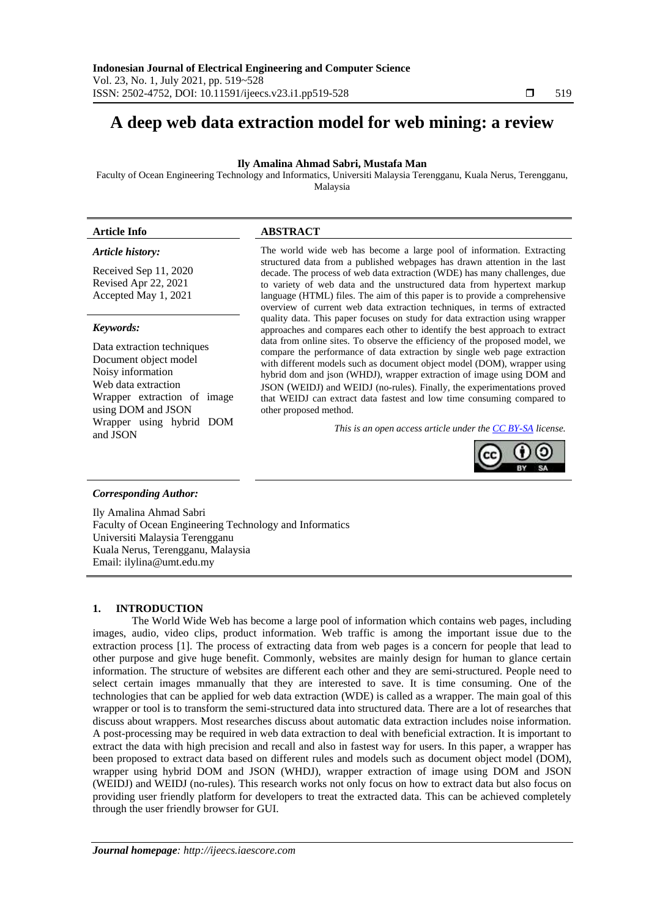# A deep web data extraction model for web mining: a review

**Ily Amalina Ahmad Sabri, Mustafa Man**

Faculty of Ocean Engineering Technology and Informatics, Universiti Malaysia Terengganu, Kuala Nerus, Terengganu, Malaysia

**Article Info**

*Article history:*

Received Sep 11, 2020
Revised Apr 22, 2021
Accepted May 1, 2021

*Keywords:*

Data extraction techniques
Document object model
Noisy information
Web data extraction
Wrapper extraction of image using DOM and JSON
Wrapper using hybrid DOM and JSON

**ABSTRACT**

The world wide web has become a large pool of information. Extracting structured data from a published webpages has drawn attention in the last decade. The process of web data extraction (WDE) has many challenges, due to variety of web data and the unstructured data from hypertext markup language (HTML) files. The aim of this paper is to provide a comprehensive overview of current web data extraction techniques, in terms of extracted quality data. This paper focuses on study for data extraction using wrapper approaches and compares each other to identify the best approach to extract data from online sites. To observe the efficiency of the proposed model, we compare the performance of data extraction by single web page extraction with different models such as document object model (DOM), wrapper using hybrid dom and json (WHDJ), wrapper extraction of image using DOM and JSON (WEIDJ) and WEIDJ (no-rules). Finally, the experimentations proved that WEIDJ can extract data fastest and low time consuming compared to other proposed method.

*This is an open access article under the CC BY-SA license.*

***Corresponding Author:***

Ily Amalina Ahmad Sabri
Faculty of Ocean Engineering Technology and Informatics
Universiti Malaysia Terengganu
Kuala Nerus, Terengganu, Malaysia
Email: ilylina@umt.edu.my

## 1. INTRODUCTION

The World Wide Web has become a large pool of information which contains web pages, including images, audio, video clips, product information. Web traffic is among the important issue due to the extraction process [1]. The process of extracting data from web pages is a concern for people that lead to other purpose and give huge benefit. Commonly, websites are mainly design for human to glance certain information. The structure of websites are different each other and they are semi-structured. People need to select certain images mmanually that they are interested to save. It is time consuming. One of the technologies that can be applied for web data extraction (WDE) is called as a wrapper. The main goal of this wrapper or tool is to transform the semi-structured data into structured data. There are a lot of researches that discuss about wrappers. Most researches discuss about automatic data extraction includes noise information. A post-processing may be required in web data extraction to deal with beneficial extraction. It is important to extract the data with high precision and recall and also in fastest way for users. In this paper, a wrapper has been proposed to extract data based on different rules and models such as document object model (DOM), wrapper using hybrid DOM and JSON (WHDJ), wrapper extraction of image using DOM and JSON (WEIDJ) and WEIDJ (no-rules). This research works not only focus on how to extract data but also focus on providing user friendly platform for developers to treat the extracted data. This can be achieved completely through the user friendly browser for GUI.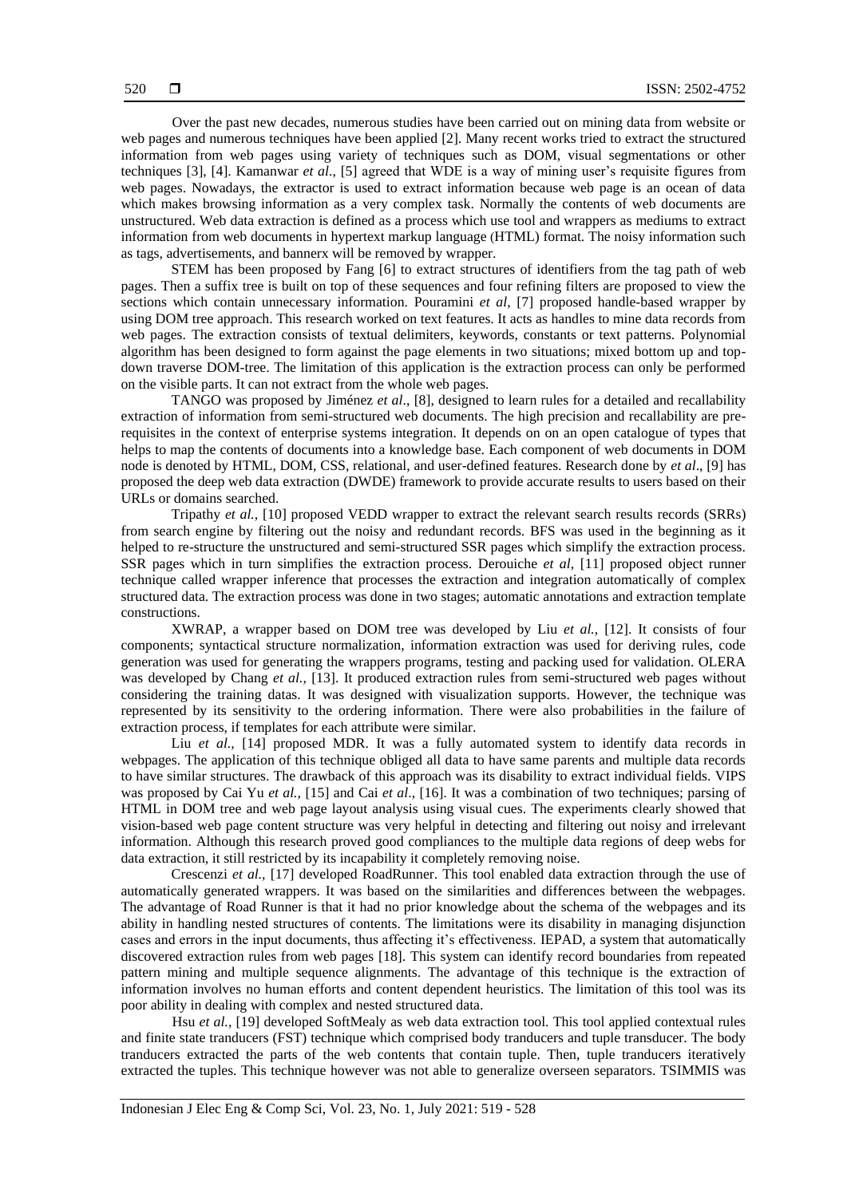Over the past new decades, numerous studies have been carried out on mining data from website or web pages and numerous techniques have been applied [2]. Many recent works tried to extract the structured information from web pages using variety of techniques such as DOM, visual segmentations or other techniques [3], [4]. Kamanwar *et al*., [5] agreed that WDE is a way of mining user's requisite figures from web pages. Nowadays, the extractor is used to extract information because web page is an ocean of data which makes browsing information as a very complex task. Normally the contents of web documents are unstructured. Web data extraction is defined as a process which use tool and wrappers as mediums to extract information from web documents in hypertext markup language (HTML) format. The noisy information such as tags, advertisements, and bannerx will be removed by wrapper.

STEM has been proposed by Fang [6] to extract structures of identifiers from the tag path of web pages. Then a suffix tree is built on top of these sequences and four refining filters are proposed to view the sections which contain unnecessary information. Pouramini *et al*, [7] proposed handle-based wrapper by using DOM tree approach. This research worked on text features. It acts as handles to mine data records from web pages. The extraction consists of textual delimiters, keywords, constants or text patterns. Polynomial algorithm has been designed to form against the page elements in two situations; mixed bottom up and top-down traverse DOM-tree. The limitation of this application is the extraction process can only be performed on the visible parts. It can not extract from the whole web pages.

TANGO was proposed by Jiménez *et al*., [8], designed to learn rules for a detailed and recallability extraction of information from semi-structured web documents. The high precision and recallability are pre-requisites in the context of enterprise systems integration. It depends on on an open catalogue of types that helps to map the contents of documents into a knowledge base. Each component of web documents in DOM node is denoted by HTML, DOM, CSS, relational, and user-defined features. Research done by *et al*., [9] has proposed the deep web data extraction (DWDE) framework to provide accurate results to users based on their URLs or domains searched.

Tripathy *et al.*, [10] proposed VEDD wrapper to extract the relevant search results records (SRRs) from search engine by filtering out the noisy and redundant records. BFS was used in the beginning as it helped to re-structure the unstructured and semi-structured SSR pages which simplify the extraction process. SSR pages which in turn simplifies the extraction process. Derouiche *et al*, [11] proposed object runner technique called wrapper inference that processes the extraction and integration automatically of complex structured data. The extraction process was done in two stages; automatic annotations and extraction template constructions.

XWRAP, a wrapper based on DOM tree was developed by Liu *et al.*, [12]. It consists of four components; syntactical structure normalization, information extraction was used for deriving rules, code generation was used for generating the wrappers programs, testing and packing used for validation. OLERA was developed by Chang *et al.,* [13]. It produced extraction rules from semi-structured web pages without considering the training datas. It was designed with visualization supports. However, the technique was represented by its sensitivity to the ordering information. There were also probabilities in the failure of extraction process, if templates for each attribute were similar.

Liu *et al.*, [14] proposed MDR. It was a fully automated system to identify data records in webpages. The application of this technique obliged all data to have same parents and multiple data records to have similar structures. The drawback of this approach was its disability to extract individual fields. VIPS was proposed by Cai Yu *et al.,* [15] and Cai *et al*., [16]. It was a combination of two techniques; parsing of HTML in DOM tree and web page layout analysis using visual cues. The experiments clearly showed that vision-based web page content structure was very helpful in detecting and filtering out noisy and irrelevant information. Although this research proved good compliances to the multiple data regions of deep webs for data extraction, it still restricted by its incapability it completely removing noise.

Crescenzi *et al.*, [17] developed RoadRunner. This tool enabled data extraction through the use of automatically generated wrappers. It was based on the similarities and differences between the webpages. The advantage of Road Runner is that it had no prior knowledge about the schema of the webpages and its ability in handling nested structures of contents. The limitations were its disability in managing disjunction cases and errors in the input documents, thus affecting it's effectiveness. IEPAD, a system that automatically discovered extraction rules from web pages [18]. This system can identify record boundaries from repeated pattern mining and multiple sequence alignments. The advantage of this technique is the extraction of information involves no human efforts and content dependent heuristics. The limitation of this tool was its poor ability in dealing with complex and nested structured data.

Hsu *et al.*, [19] developed SoftMealy as web data extraction tool. This tool applied contextual rules and finite state tranducers (FST) technique which comprised body tranducers and tuple transducer. The body tranducers extracted the parts of the web contents that contain tuple. Then, tuple tranducers iteratively extracted the tuples. This technique however was not able to generalize overseen separators. TSIMMIS was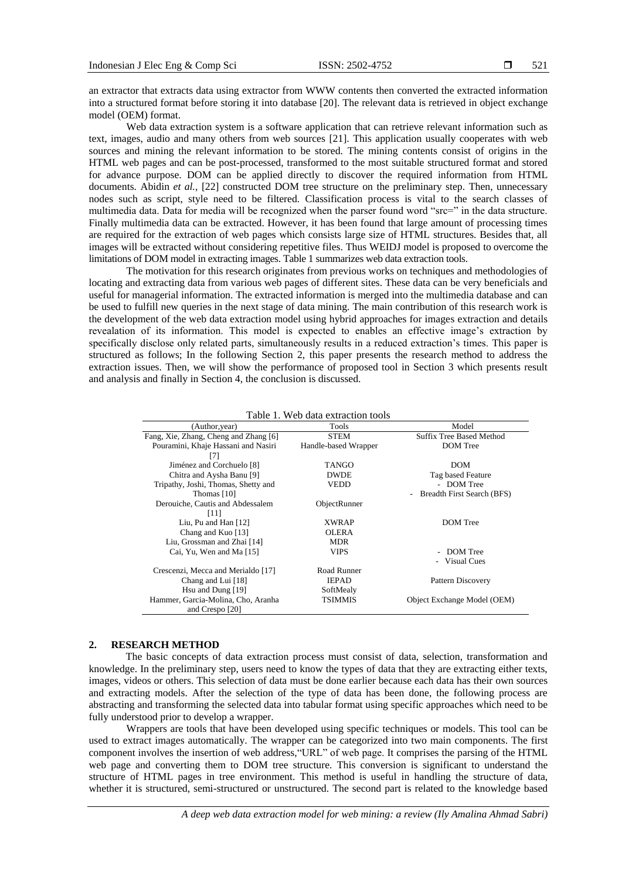an extractor that extracts data using extractor from WWW contents then converted the extracted information into a structured format before storing it into database [20]. The relevant data is retrieved in object exchange model (OEM) format.

Web data extraction system is a software application that can retrieve relevant information such as text, images, audio and many others from web sources [21]. This application usually cooperates with web sources and mining the relevant information to be stored. The mining contents consist of origins in the HTML web pages and can be post-processed, transformed to the most suitable structured format and stored for advance purpose. DOM can be applied directly to discover the required information from HTML documents. Abidin *et al.*, [22] constructed DOM tree structure on the preliminary step. Then, unnecessary nodes such as script, style need to be filtered. Classification process is vital to the search classes of multimedia data. Data for media will be recognized when the parser found word "src=" in the data structure. Finally multimedia data can be extracted. However, it has been found that large amount of processing times are required for the extraction of web pages which consists large size of HTML structures. Besides that, all images will be extracted without considering repetitive files. Thus WEIDJ model is proposed to overcome the limitations of DOM model in extracting images. Table 1 summarizes web data extraction tools.

The motivation for this research originates from previous works on techniques and methodologies of locating and extracting data from various web pages of different sites. These data can be very beneficials and useful for managerial information. The extracted information is merged into the multimedia database and can be used to fulfill new queries in the next stage of data mining. The main contribution of this research work is the development of the web data extraction model using hybrid approaches for images extraction and details revealation of its information. This model is expected to enables an effective image's extraction by specifically disclose only related parts, simultaneously results in a reduced extraction's times. This paper is structured as follows; In the following Section 2, this paper presents the research method to address the extraction issues. Then, we will show the performance of proposed tool in Section 3 which presents result and analysis and finally in Section 4, the conclusion is discussed.

Table 1. Web data extraction tools

| (Author,year) | Tools | Model |
|---|---|---|
| Fang, Xie, Zhang, Cheng and Zhang [6] | STEM | Suffix Tree Based Method |
| Pouramini, Khaje Hassani and Nasiri [7] | Handle-based Wrapper | DOM Tree |
| Jiménez and Corchuelo [8] | TANGO | DOM |
| Chitra and Aysha Banu [9] | DWDE | Tag based Feature |
| Tripathy, Joshi, Thomas, Shetty and Thomas [10] | VEDD | - DOM Tree<br>- Breadth First Search (BFS) |
| Derouiche, Cautis and Abdessalem [11] | ObjectRunner | |
| Liu, Pu and Han [12] | XWRAP | DOM Tree |
| Chang and Kuo [13] | OLERA | |
| Liu, Grossman and Zhai [14] | MDR | |
| Cai, Yu, Wen and Ma [15] | VIPS | - DOM Tree<br>- Visual Cues |
| Crescenzi, Mecca and Merialdo [17] | Road Runner | |
| Chang and Lui [18] | IEPAD | Pattern Discovery |
| Hsu and Dung [19] | SoftMealy | |
| Hammer, Garcia-Molina, Cho, Aranha and Crespo [20] | TSIMMIS | Object Exchange Model (OEM) |

## 2. RESEARCH METHOD

The basic concepts of data extraction process must consist of data, selection, transformation and knowledge. In the preliminary step, users need to know the types of data that they are extracting either texts, images, videos or others. This selection of data must be done earlier because each data has their own sources and extracting models. After the selection of the type of data has been done, the following process are abstracting and transforming the selected data into tabular format using specific approaches which need to be fully understood prior to develop a wrapper.

Wrappers are tools that have been developed using specific techniques or models. This tool can be used to extract images automatically. The wrapper can be categorized into two main components. The first component involves the insertion of web address,"URL" of web page. It comprises the parsing of the HTML web page and converting them to DOM tree structure. This conversion is significant to understand the structure of HTML pages in tree environment. This method is useful in handling the structure of data, whether it is structured, semi-structured or unstructured. The second part is related to the knowledge based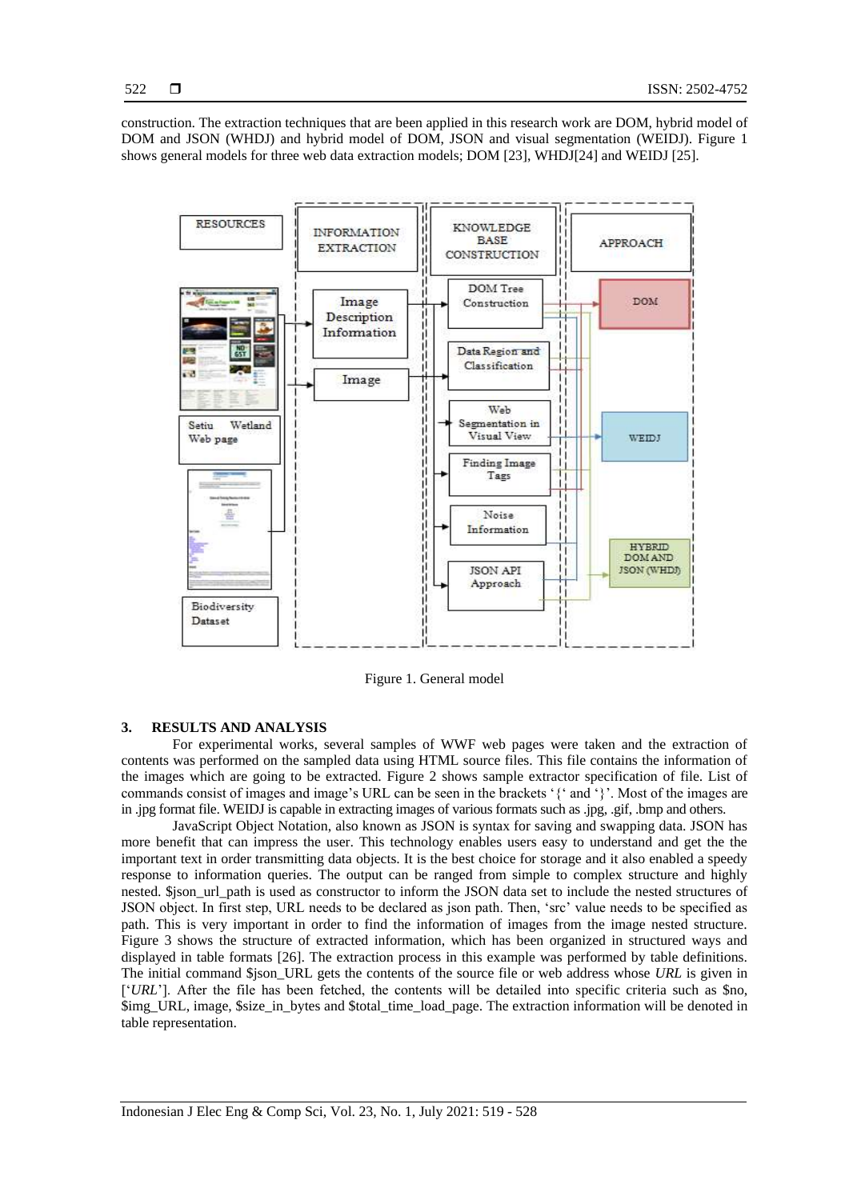construction. The extraction techniques that are been applied in this research work are DOM, hybrid model of DOM and JSON (WHDJ) and hybrid model of DOM, JSON and visual segmentation (WEIDJ). Figure 1 shows general models for three web data extraction models; DOM [23], WHDJ[24] and WEIDJ [25].

RESOURCES

INFORMATION EXTRACTION

KNOWLEDGE BASE CONSTRUCTION

APPROACH

Setiu Wetland Web page

Biodiversity Dataset

Image Description Information

Image

DOM Tree Construction

Data Region and Classification

Web Segmentation in Visual View

Finding Image Tags

Noise Information

JSON API Approach

DOM

WEIDJ

HYBRID DOM AND JSON (WHDJ)

Figure 1. General model

## 3. RESULTS AND ANALYSIS

For experimental works, several samples of WWF web pages were taken and the extraction of contents was performed on the sampled data using HTML source files. This file contains the information of the images which are going to be extracted. Figure 2 shows sample extractor specification of file. List of commands consist of images and image's URL can be seen in the brackets '{' and '}'. Most of the images are in .jpg format file. WEIDJ is capable in extracting images of various formats such as .jpg, .gif, .bmp and others.

JavaScript Object Notation, also known as JSON is syntax for saving and swapping data. JSON has more benefit that can impress the user. This technology enables users easy to understand and get the the important text in order transmitting data objects. It is the best choice for storage and it also enabled a speedy response to information queries. The output can be ranged from simple to complex structure and highly nested. $json_url_path is used as constructor to inform the JSON data set to include the nested structures of JSON object. In first step, URL needs to be declared as json path. Then, 'src' value needs to be specified as path. This is very important in order to find the information of images from the image nested structure. Figure 3 shows the structure of extracted information, which has been organized in structured ways and displayed in table formats [26]. The extraction process in this example was performed by table definitions. The initial command $json_URL gets the contents of the source file or web address whose *URL* is given in ['*URL*']. After the file has been fetched, the contents will be detailed into specific criteria such as $no, $img_URL, image, $size_in_bytes and $total_time_load_page. The extraction information will be denoted in table representation.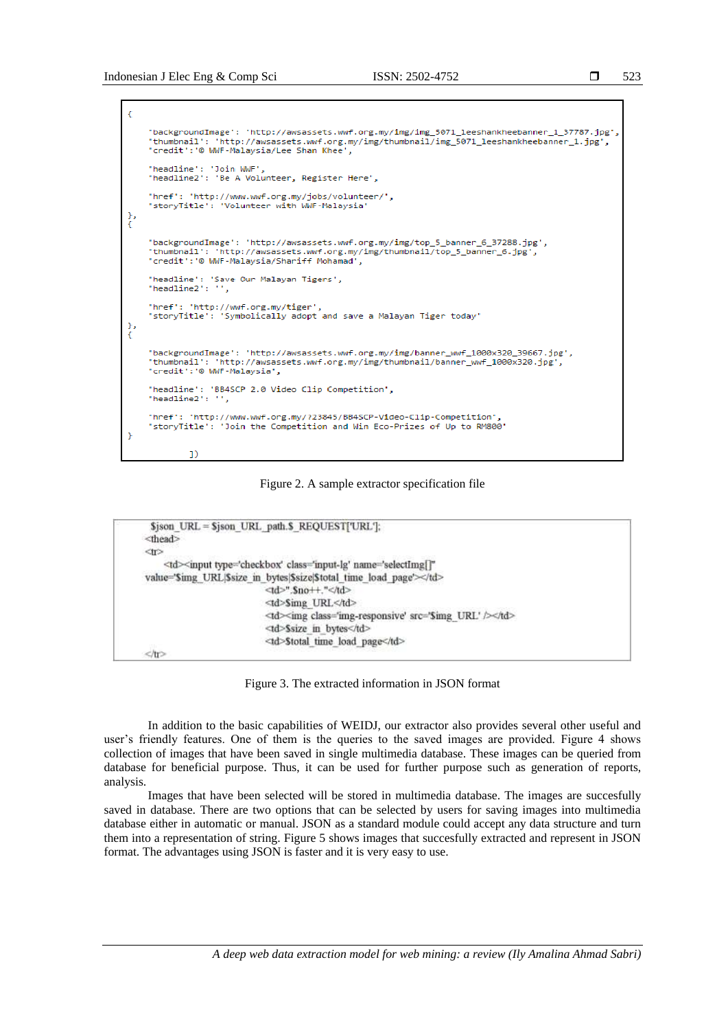```
{

    'backgroundImage': 'http://awsassets.wwf.org.my/img/img_5071_leeshankheebanner_1_37787.jpg',
    'thumbnail': 'http://awsassets.wwf.org.my/img/thumbnail/img_5071_leeshankheebanner_1.jpg',
    'credit':'© WWF-Malaysia/Lee Shan Khee',

    'headline': 'Join WWF',
    'headline2': 'Be A Volunteer, Register Here',

    'href': 'http://www.wwf.org.my/jobs/volunteer/',
    'storyTitle': 'Volunteer with WWF-Malaysia'
},
{

    'backgroundImage': 'http://awsassets.wwf.org.my/img/top_5_banner_6_37288.jpg',
    'thumbnail': 'http://awsassets.wwf.org.my/img/thumbnail/top_5_banner_6.jpg',
    'credit':'© WWF-Malaysia/Shariff Mohamad',

    'headline': 'Save Our Malayan Tigers',
    'headline2': '',

    'href': 'http://wwf.org.my/tiger',
    'storyTitle': 'Symbolically adopt and save a Malayan Tiger today'
},
{

    'backgroundImage': 'http://awsassets.wwf.org.my/img/banner_wwf_1000x320_39667.jpg',
    'thumbnail': 'http://awsassets.wwf.org.my/img/thumbnail/banner_wwf_1000x320.jpg',
    'credit':'© WWF-Malaysia',

    'headline': 'BB4SCP 2.0 Video Clip Competition',
    'headline2': '',

    'href': 'http://www.wwf.org.my/?23845/BB4SCP-Video-Clip-Competition',
    'storyTitle': 'Join the Competition and Win Eco-Prizes of Up to RM800'
}

        ])
```

Figure 2. A sample extractor specification file

```
$json_URL = $json_URL_path.$_REQUEST['URL'];
<thead>
<tr>
    <td><input type='checkbox' class='input-lg' name='selectImg[]'
value='$img_URL|$size_in_bytes|$size|$total_time_load_page'></td>
                <td>".$no++."</td>
                <td>$img_URL</td>
                <td><img class='img-responsive' src='$img_URL' /></td>
                <td>$size_in_bytes</td>
                <td>$total_time_load_page</td>
</tr>
```

Figure 3. The extracted information in JSON format

In addition to the basic capabilities of WEIDJ, our extractor also provides several other useful and user's friendly features. One of them is the queries to the saved images are provided. Figure 4 shows collection of images that have been saved in single multimedia database. These images can be queried from database for beneficial purpose. Thus, it can be used for further purpose such as generation of reports, analysis.

Images that have been selected will be stored in multimedia database. The images are succesfully saved in database. There are two options that can be selected by users for saving images into multimedia database either in automatic or manual. JSON as a standard module could accept any data structure and turn them into a representation of string. Figure 5 shows images that succesfully extracted and represent in JSON format. The advantages using JSON is faster and it is very easy to use.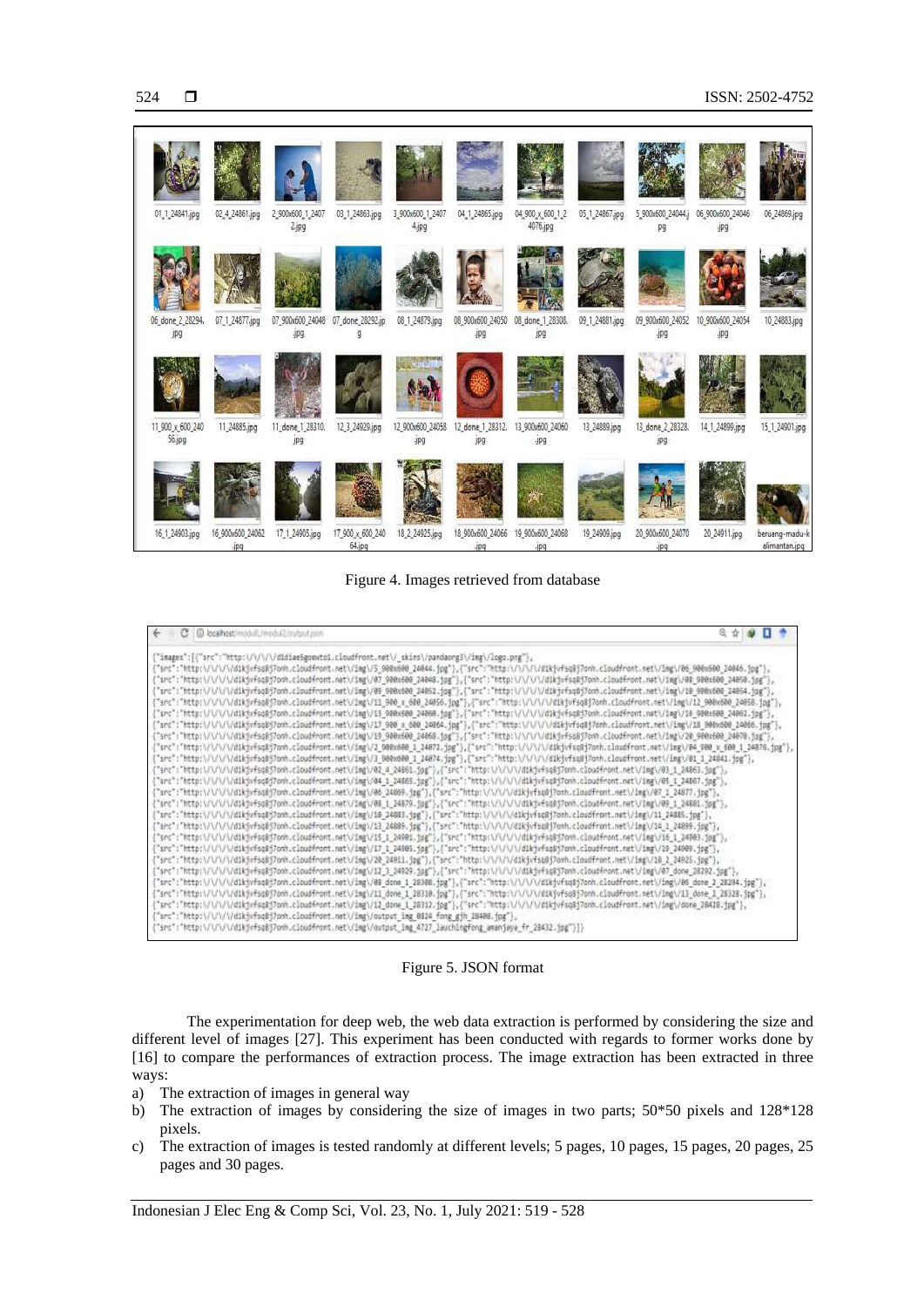Figure 4. Images retrieved from database

Figure 5. JSON format

The experimentation for deep web, the web data extraction is performed by considering the size and different level of images [27]. This experiment has been conducted with regards to former works done by [16] to compare the performances of extraction process. The image extraction has been extracted in three ways:

a) The extraction of images in general way
b) The extraction of images by considering the size of images in two parts; 50*50 pixels and 128*128 pixels.
c) The extraction of images is tested randomly at different levels; 5 pages, 10 pages, 15 pages, 20 pages, 25 pages and 30 pages.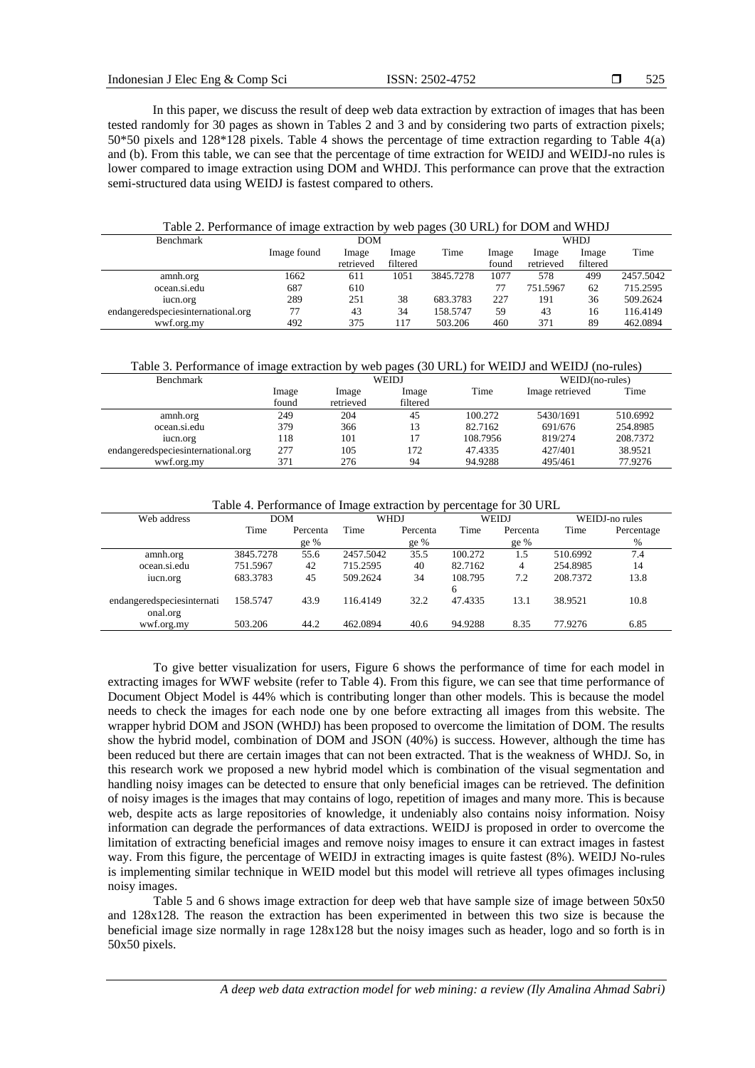In this paper, we discuss the result of deep web data extraction by extraction of images that has been tested randomly for 30 pages as shown in Tables 2 and 3 and by considering two parts of extraction pixels; 50*50 pixels and 128*128 pixels. Table 4 shows the percentage of time extraction regarding to Table 4(a) and (b). From this table, we can see that the percentage of time extraction for WEIDJ and WEIDJ-no rules is lower compared to image extraction using DOM and WHDJ. This performance can prove that the extraction semi-structured data using WEIDJ is fastest compared to others.

Table 2. Performance of image extraction by web pages (30 URL) for DOM and WHDJ

| Benchmark | DOM | | | | WHDJ | | | |
|---|---|---|---|---|---|---|---|---|
| | Image found | Image retrieved | Image filtered | Time | Image found | Image retrieved | Image filtered | Time |
| amnh.org | 1662 | 611 | 1051 | 3845.7278 | 1077 | 578 | 499 | 2457.5042 |
| ocean.si.edu | 687 | 610 | | | 77 | 751.5967 | 62 | 715.2595 |
| iucn.org | 289 | 251 | 38 | 683.3783 | 227 | 191 | 36 | 509.2624 |
| endangeredspeciesinternational.org | 77 | 43 | 34 | 158.5747 | 59 | 43 | 16 | 116.4149 |
| wwf.org.my | 492 | 375 | 117 | 503.206 | 460 | 371 | 89 | 462.0894 |

Table 3. Performance of image extraction by web pages (30 URL) for WEIDJ and WEIDJ (no-rules)

| Benchmark | WEIDJ | | | | WEIDJ(no-rules) | |
|---|---|---|---|---|---|---|
| | Image found | Image retrieved | Image filtered | Time | Image retrieved | Time |
| amnh.org | 249 | 204 | 45 | 100.272 | 5430/1691 | 510.6992 |
| ocean.si.edu | 379 | 366 | 13 | 82.7162 | 691/676 | 254.8985 |
| iucn.org | 118 | 101 | 17 | 108.7956 | 819/274 | 208.7372 |
| endangeredspeciesinternational.org | 277 | 105 | 172 | 47.4335 | 427/401 | 38.9521 |
| wwf.org.my | 371 | 276 | 94 | 94.9288 | 495/461 | 77.9276 |

Table 4. Performance of Image extraction by percentage for 30 URL

| Web address | DOM | | WHDJ | | WEIDJ | | WEIDJ-no rules | |
|---|---|---|---|---|---|---|---|---|
| | Time | Percentage % | Time | Percentage % | Time | Percentage % | Time | Percentage % |
| amnh.org | 3845.7278 | 55.6 | 2457.5042 | 35.5 | 100.272 | 1.5 | 510.6992 | 7.4 |
| ocean.si.edu | 751.5967 | 42 | 715.2595 | 40 | 82.7162 | 4 | 254.8985 | 14 |
| iucn.org | 683.3783 | 45 | 509.2624 | 34 | 108.7956 | 7.2 | 208.7372 | 13.8 |
| endangeredspeciesinternational.org | 158.5747 | 43.9 | 116.4149 | 32.2 | 47.4335 | 13.1 | 38.9521 | 10.8 |
| wwf.org.my | 503.206 | 44.2 | 462.0894 | 40.6 | 94.9288 | 8.35 | 77.9276 | 6.85 |

To give better visualization for users, Figure 6 shows the performance of time for each model in extracting images for WWF website (refer to Table 4). From this figure, we can see that time performance of Document Object Model is 44% which is contributing longer than other models. This is because the model needs to check the images for each node one by one before extracting all images from this website. The wrapper hybrid DOM and JSON (WHDJ) has been proposed to overcome the limitation of DOM. The results show the hybrid model, combination of DOM and JSON (40%) is success. However, although the time has been reduced but there are certain images that can not been extracted. That is the weakness of WHDJ. So, in this research work we proposed a new hybrid model which is combination of the visual segmentation and handling noisy images can be detected to ensure that only beneficial images can be retrieved. The definition of noisy images is the images that may contains of logo, repetition of images and many more. This is because web, despite acts as large repositories of knowledge, it undeniably also contains noisy information. Noisy information can degrade the performances of data extractions. WEIDJ is proposed in order to overcome the limitation of extracting beneficial images and remove noisy images to ensure it can extract images in fastest way. From this figure, the percentage of WEIDJ in extracting images is quite fastest (8%). WEIDJ No-rules is implementing similar technique in WEID model but this model will retrieve all types ofimages inclusing noisy images.

Table 5 and 6 shows image extraction for deep web that have sample size of image between 50x50 and 128x128. The reason the extraction has been experimented in between this two size is because the beneficial image size normally in rage 128x128 but the noisy images such as header, logo and so forth is in 50x50 pixels.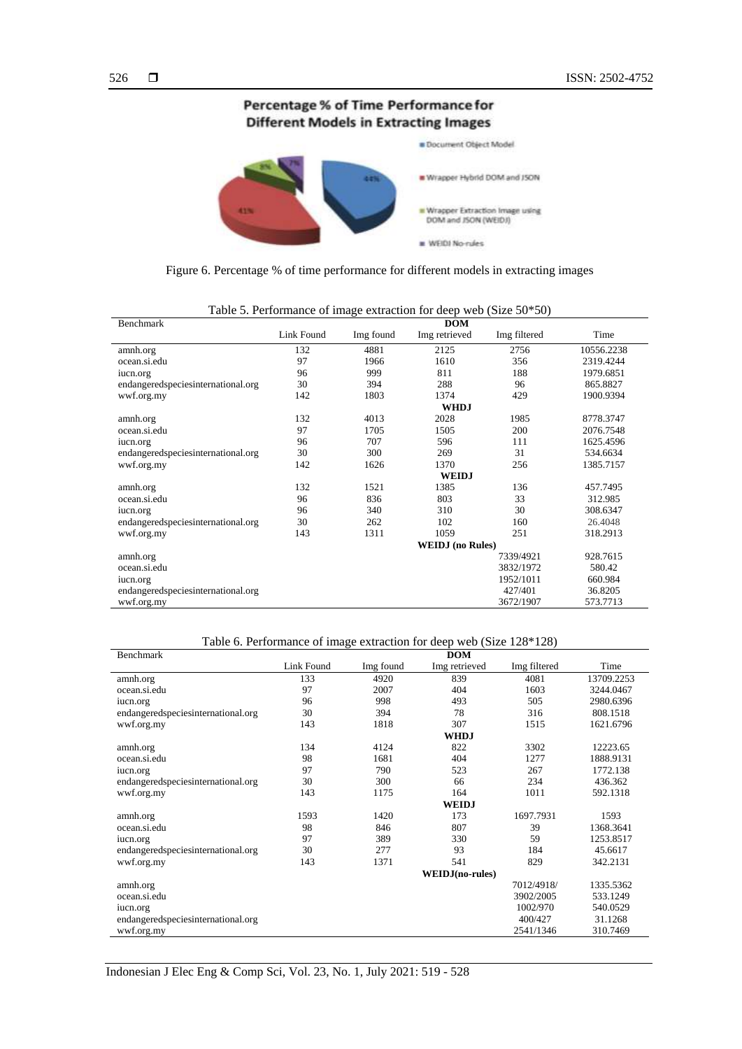Percentage % of Time Performance for Different Models in Extracting Images

44%

41%

8%

7%

Document Object Model

Wrapper Hybrid DOM and JSON

Wrapper Extraction Image using DOM and JSON (WEIDJ)

WEIDJ No-rules

Figure 6. Percentage % of time performance for different models in extracting images

Table 5. Performance of image extraction for deep web (Size 50*50)

| Benchmark | | | DOM | | |
|---|---|---|---|---|---|
| | Link Found | Img found | Img retrieved | Img filtered | Time |
| amnh.org | 132 | 4881 | 2125 | 2756 | 10556.2238 |
| ocean.si.edu | 97 | 1966 | 1610 | 356 | 2319.4244 |
| iucn.org | 96 | 999 | 811 | 188 | 1979.6851 |
| endangeredspeciesinternational.org | 30 | 394 | 288 | 96 | 865.8827 |
| wwf.org.my | 142 | 1803 | 1374 | 429 | 1900.9394 |
| | | | WHDJ | | |
| amnh.org | 132 | 4013 | 2028 | 1985 | 8778.3747 |
| ocean.si.edu | 97 | 1705 | 1505 | 200 | 2076.7548 |
| iucn.org | 96 | 707 | 596 | 111 | 1625.4596 |
| endangeredspeciesinternational.org | 30 | 300 | 269 | 31 | 534.6634 |
| wwf.org.my | 142 | 1626 | 1370 | 256 | 1385.7157 |
| | | | WEIDJ | | |
| amnh.org | 132 | 1521 | 1385 | 136 | 457.7495 |
| ocean.si.edu | 96 | 836 | 803 | 33 | 312.985 |
| iucn.org | 96 | 340 | 310 | 30 | 308.6347 |
| endangeredspeciesinternational.org | 30 | 262 | 102 | 160 | 26.4048 |
| wwf.org.my | 143 | 1311 | 1059 | 251 | 318.2913 |
| | | | WEIDJ (no Rules) | | |
| amnh.org | | | | 7339/4921 | 928.7615 |
| ocean.si.edu | | | | 3832/1972 | 580.42 |
| iucn.org | | | | 1952/1011 | 660.984 |
| endangeredspeciesinternational.org | | | | 427/401 | 36.8205 |
| wwf.org.my | | | | 3672/1907 | 573.7713 |

Table 6. Performance of image extraction for deep web (Size 128*128)

| Benchmark | | | DOM | | |
|---|---|---|---|---|---|
| | Link Found | Img found | Img retrieved | Img filtered | Time |
| amnh.org | 133 | 4920 | 839 | 4081 | 13709.2253 |
| ocean.si.edu | 97 | 2007 | 404 | 1603 | 3244.0467 |
| iucn.org | 96 | 998 | 493 | 505 | 2980.6396 |
| endangeredspeciesinternational.org | 30 | 394 | 78 | 316 | 808.1518 |
| wwf.org.my | 143 | 1818 | 307 | 1515 | 1621.6796 |
| | | | WHDJ | | |
| amnh.org | 134 | 4124 | 822 | 3302 | 12223.65 |
| ocean.si.edu | 98 | 1681 | 404 | 1277 | 1888.9131 |
| iucn.org | 97 | 790 | 523 | 267 | 1772.138 |
| endangeredspeciesinternational.org | 30 | 300 | 66 | 234 | 436.362 |
| wwf.org.my | 143 | 1175 | 164 | 1011 | 592.1318 |
| | | | WEIDJ | | |
| amnh.org | 1593 | 1420 | 173 | 1697.7931 | 1593 |
| ocean.si.edu | 98 | 846 | 807 | 39 | 1368.3641 |
| iucn.org | 97 | 389 | 330 | 59 | 1253.8517 |
| endangeredspeciesinternational.org | 30 | 277 | 93 | 184 | 45.6617 |
| wwf.org.my | 143 | 1371 | 541 | 829 | 342.2131 |
| | | | WEIDJ(no-rules) | | |
| amnh.org | | | | 7012/4918/ | 1335.5362 |
| ocean.si.edu | | | | 3902/2005 | 533.1249 |
| iucn.org | | | | 1002/970 | 540.0529 |
| endangeredspeciesinternational.org | | | | 400/427 | 31.1268 |
| wwf.org.my | | | | 2541/1346 | 310.7469 |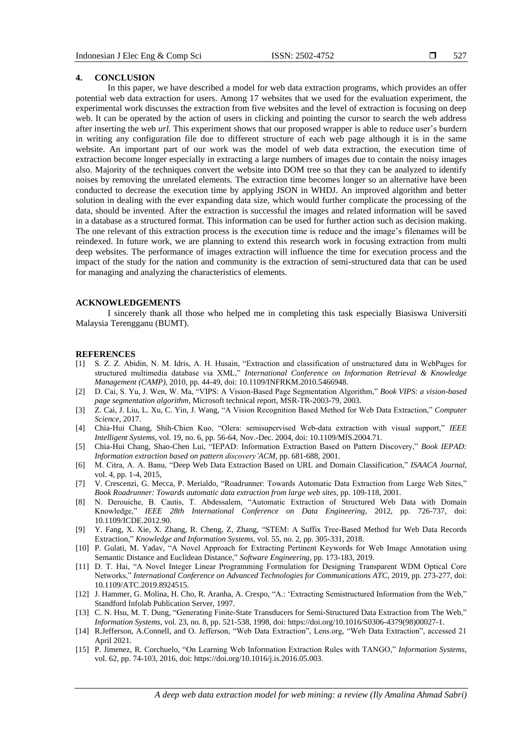## 4. CONCLUSION

In this paper, we have described a model for web data extraction programs, which provides an offer potential web data extraction for users. Among 17 websites that we used for the evaluation experiment, the experimental work discusses the extraction from five websites and the level of extraction is focusing on deep web. It can be operated by the action of users in clicking and pointing the cursor to search the web address after inserting the web *url*. This experiment shows that our proposed wrapper is able to reduce user's burdern in writing any configuration file due to different structure of each web page although it is in the same website. An important part of our work was the model of web data extraction, the execution time of extraction become longer especially in extracting a large numbers of images due to contain the noisy images also. Majority of the techniques convert the website into DOM tree so that they can be analyzed to identify noises by removing the unrelated elements. The extraction time becomes longer so an alternative have been conducted to decrease the execution time by applying JSON in WHDJ. An improved algorithm and better solution in dealing with the ever expanding data size, which would further complicate the processing of the data, should be invented. After the extraction is successful the images and related information will be saved in a database as a structured format. This information can be used for further action such as decision making. The one relevant of this extraction process is the execution time is reduce and the image's filenames will be reindexed. In future work, we are planning to extend this research work in focusing extraction from multi deep websites. The performance of images extraction will influence the time for execution process and the impact of the study for the nation and community is the extraction of semi-structured data that can be used for managing and analyzing the characteristics of elements.

## ACKNOWLEDGEMENTS

I sincerely thank all those who helped me in completing this task especially Biasiswa Universiti Malaysia Terengganu (BUMT).

## REFERENCES

[1] S. Z. Z. Abidin, N. M. Idris, A. H. Husain, "Extraction and classification of unstructured data in WebPages for structured multimedia database via XML," *International Conference on Information Retrieval & Knowledge Management (CAMP)*, 2010, pp. 44-49, doi: 10.1109/INFRKM.2010.5466948.

[2] D. Cai, S. Yu, J. Wen, W. Ma, "VIPS: A Vision-Based Page Segmentation Algorithm," *Book VIPS: a vision-based page segmentation algorithm*, Microsoft technical report, MSR-TR-2003-79, 2003.

[3] Z. Cai, J. Liu, L. Xu, C. Yin, J. Wang, "A Vision Recognition Based Method for Web Data Extraction," *Computer Science*, 2017.

[4] Chia-Hui Chang, Shih-Chien Kuo, "Olera: semisupervised Web-data extraction with visual support," *IEEE Intelligent Systems*, vol. 19, no. 6, pp. 56-64, Nov.-Dec. 2004, doi: 10.1109/MIS.2004.71.

[5] Chia-Hui Chang, Shao-Chen Lui, "IEPAD: Information Extraction Based on Pattern Discovery," *Book IEPAD: Information extraction based on pattern discovery'ACM*, pp. 681-688, 2001.

[6] M. Citra, A. A. Banu, "Deep Web Data Extraction Based on URL and Domain Classification," *ISAACA Journal*, vol. 4, pp. 1-4, 2015,

[7] V. Crescenzi, G. Mecca, P. Merialdo, "Roadrunner: Towards Automatic Data Extraction from Large Web Sites," *Book Roadrunner: Towards automatic data extraction from large web sites*, pp. 109-118, 2001.

[8] N. Derouiche, B. Cautis, T. Abdessalem, "Automatic Extraction of Structured Web Data with Domain Knowledge," *IEEE 28th International Conference on Data Engineering*, 2012, pp. 726-737, doi: 10.1109/ICDE.2012.90.

[9] Y. Fang, X. Xie, X. Zhang, R. Cheng, Z, Zhang, "STEM: A Suffix Tree-Based Method for Web Data Records Extraction," *Knowledge and Information Systems*, vol. 55, no. 2, pp. 305-331, 2018.

[10] P. Gulati, M. Yadav, "A Novel Approach for Extracting Pertinent Keywords for Web Image Annotation using Semantic Distance and Euclidean Distance," *Software Engineering*, pp. 173-183, 2019.

[11] D. T. Hai, "A Novel Integer Linear Programming Formulation for Designing Transparent WDM Optical Core Networks," *International Conference on Advanced Technologies for Communications ATC*, 2019, pp. 273-277, doi: 10.1109/ATC.2019.8924515.

[12] J. Hammer, G. Molina, H. Cho, R. Aranha, A. Crespo, "A.: 'Extracting Semistructured Information from the Web," Standford Infolab Publication Server, 1997.

[13] C. N. Hsu, M. T. Dung, "Generating Finite-State Transducers for Semi-Structured Data Extraction from The Web," *Information Systems*, vol. 23, no. 8, pp. 521-538, 1998, doi: https://doi.org/10.1016/S0306-4379(98)00027-1.

[14] R.Jefferson, A.Connell, and O. Jefferson, "Web Data Extraction", Lens.org, "Web Data Extraction", accessed 21 April 2021.

[15] P. Jimenez, R. Corchuelo, "On Learning Web Information Extraction Rules with TANGO," *Information Systems*, vol. 62, pp. 74-103, 2016, doi: https://doi.org/10.1016/j.is.2016.05.003.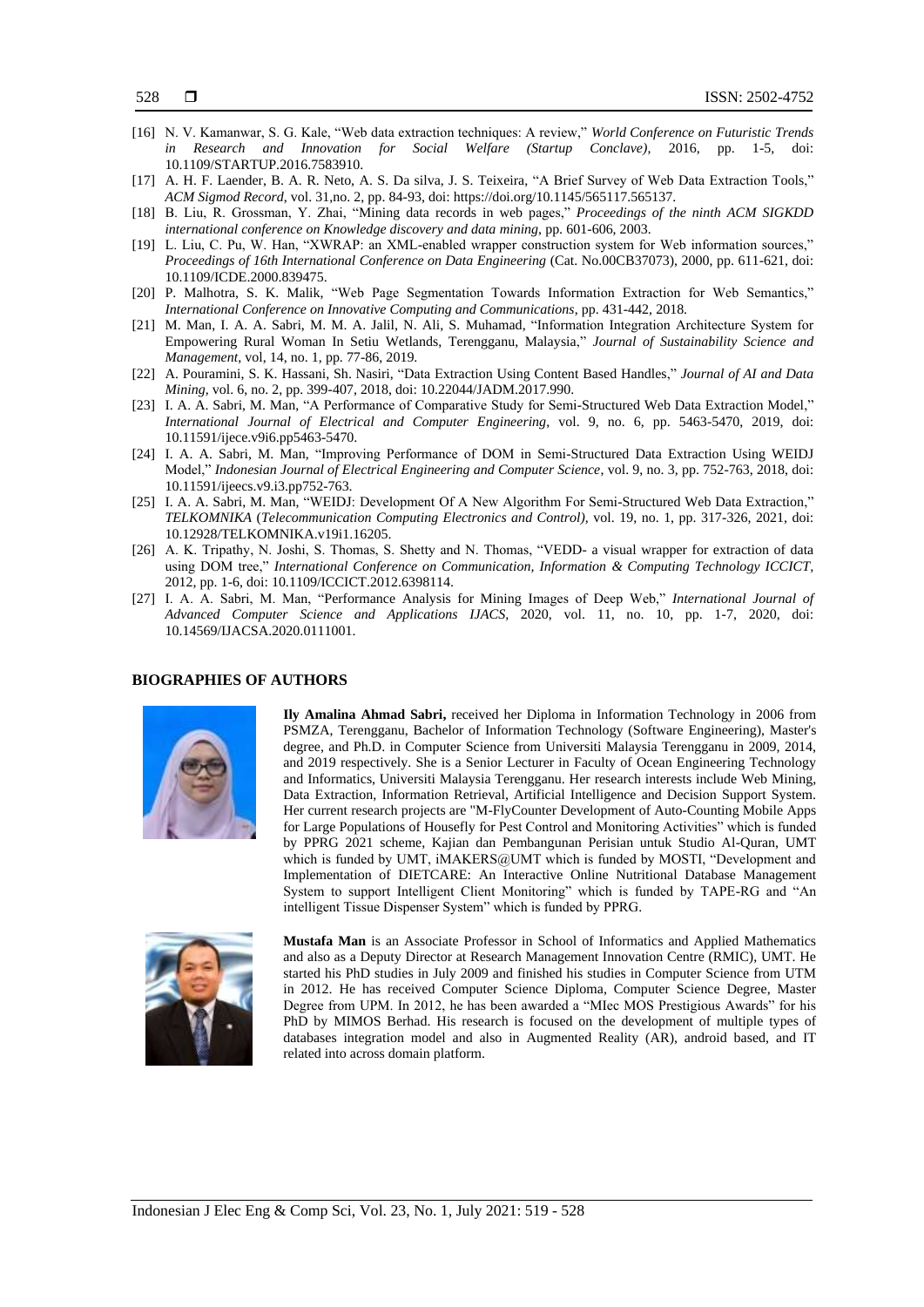[16] N. V. Kamanwar, S. G. Kale, "Web data extraction techniques: A review," *World Conference on Futuristic Trends in Research and Innovation for Social Welfare (Startup Conclave)*, 2016, pp. 1-5, doi: 10.1109/STARTUP.2016.7583910.

[17] A. H. F. Laender, B. A. R. Neto, A. S. Da silva, J. S. Teixeira, "A Brief Survey of Web Data Extraction Tools," *ACM Sigmod Record*, vol. 31,no. 2, pp. 84-93, doi: https://doi.org/10.1145/565117.565137.

[18] B. Liu, R. Grossman, Y. Zhai, "Mining data records in web pages," *Proceedings of the ninth ACM SIGKDD international conference on Knowledge discovery and data mining*, pp. 601-606, 2003.

[19] L. Liu, C. Pu, W. Han, "XWRAP: an XML-enabled wrapper construction system for Web information sources," *Proceedings of 16th International Conference on Data Engineering* (Cat. No.00CB37073), 2000, pp. 611-621, doi: 10.1109/ICDE.2000.839475.

[20] P. Malhotra, S. K. Malik, "Web Page Segmentation Towards Information Extraction for Web Semantics," *International Conference on Innovative Computing and Communications*, pp. 431-442, 2018.

[21] M. Man, I. A. A. Sabri, M. M. A. Jalil, N. Ali, S. Muhamad, "Information Integration Architecture System for Empowering Rural Woman In Setiu Wetlands, Terengganu, Malaysia," *Journal of Sustainability Science and Management*, vol, 14, no. 1, pp. 77-86, 2019.

[22] A. Pouramini, S. K. Hassani, Sh. Nasiri, "Data Extraction Using Content Based Handles," *Journal of AI and Data Mining*, vol. 6, no. 2, pp. 399-407, 2018, doi: 10.22044/JADM.2017.990.

[23] I. A. A. Sabri, M. Man, "A Performance of Comparative Study for Semi-Structured Web Data Extraction Model," *International Journal of Electrical and Computer Engineering*, vol. 9, no. 6, pp. 5463-5470, 2019, doi: 10.11591/ijece.v9i6.pp5463-5470.

[24] I. A. A. Sabri, M. Man, "Improving Performance of DOM in Semi-Structured Data Extraction Using WEIDJ Model," *Indonesian Journal of Electrical Engineering and Computer Science*, vol. 9, no. 3, pp. 752-763, 2018, doi: 10.11591/ijeecs.v9.i3.pp752-763.

[25] I. A. A. Sabri, M. Man, "WEIDJ: Development Of A New Algorithm For Semi-Structured Web Data Extraction," *TELKOMNIKA* (*Telecommunication Computing Electronics and Control)*, vol. 19, no. 1, pp. 317-326, 2021, doi: 10.12928/TELKOMNIKA.v19i1.16205.

[26] A. K. Tripathy, N. Joshi, S. Thomas, S. Shetty and N. Thomas, "VEDD- a visual wrapper for extraction of data using DOM tree," *International Conference on Communication, Information & Computing Technology ICCICT*, 2012, pp. 1-6, doi: 10.1109/ICCICT.2012.6398114.

[27] I. A. A. Sabri, M. Man, "Performance Analysis for Mining Images of Deep Web," *International Journal of Advanced Computer Science and Applications IJACS*, 2020, vol. 11, no. 10, pp. 1-7, 2020, doi: 10.14569/IJACSA.2020.0111001.

## BIOGRAPHIES OF AUTHORS

**Ily Amalina Ahmad Sabri,** received her Diploma in Information Technology in 2006 from PSMZA, Terengganu, Bachelor of Information Technology (Software Engineering), Master's degree, and Ph.D. in Computer Science from Universiti Malaysia Terengganu in 2009, 2014, and 2019 respectively. She is a Senior Lecturer in Faculty of Ocean Engineering Technology and Informatics, Universiti Malaysia Terengganu. Her research interests include Web Mining, Data Extraction, Information Retrieval, Artificial Intelligence and Decision Support System. Her current research projects are "M-FlyCounter Development of Auto-Counting Mobile Apps for Large Populations of Housefly for Pest Control and Monitoring Activities" which is funded by PPRG 2021 scheme, Kajian dan Pembangunan Perisian untuk Studio Al-Quran, UMT which is funded by UMT, iMAKERS@UMT which is funded by MOSTI, "Development and Implementation of DIETCARE: An Interactive Online Nutritional Database Management System to support Intelligent Client Monitoring" which is funded by TAPE-RG and "An intelligent Tissue Dispenser System" which is funded by PPRG.

**Mustafa Man** is an Associate Professor in School of Informatics and Applied Mathematics and also as a Deputy Director at Research Management Innovation Centre (RMIC), UMT. He started his PhD studies in July 2009 and finished his studies in Computer Science from UTM in 2012. He has received Computer Science Diploma, Computer Science Degree, Master Degree from UPM. In 2012, he has been awarded a "MIec MOS Prestigious Awards" for his PhD by MIMOS Berhad. His research is focused on the development of multiple types of databases integration model and also in Augmented Reality (AR), android based, and IT related into across domain platform.